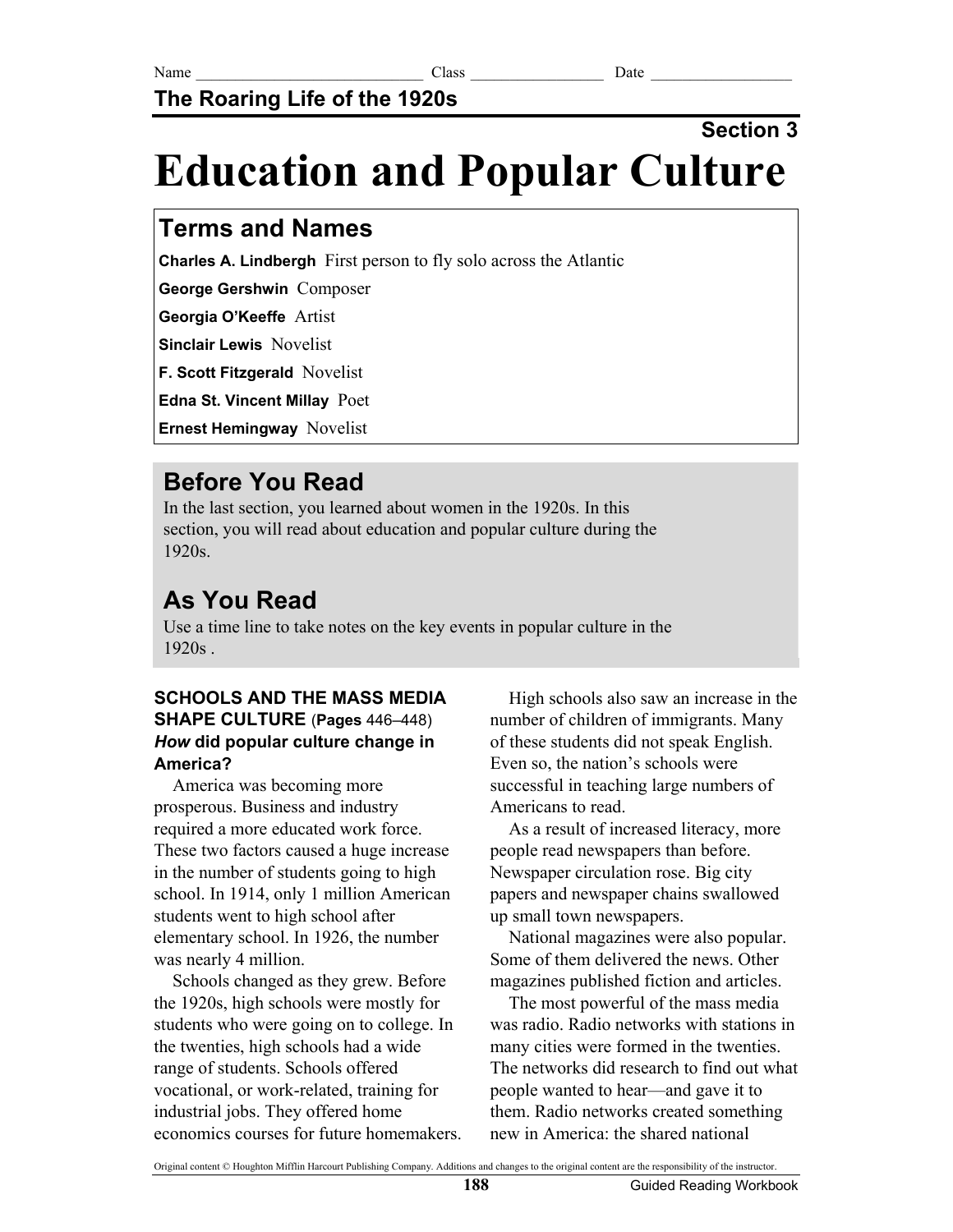Name ____________________________ Class ________________ Date _________________

**The Roaring Life of the 1920s**

**Section 3**

# Education and Popular Culture

## Terms and Names

**Charles A. Lindbergh** First person to fly solo across the Atlantic

**George Gershwin** Composer

**Georgia O'Keeffe** Artist

**Sinclair Lewis** Novelist

**F. Scott Fitzgerald** Novelist

**Edna St. Vincent Millay** Poet

**Ernest Hemingway** Novelist

## Before You Read

In the last section, you learned about women in the 1920s. In this section, you will read about education and popular culture during the 1920s.

## As You Read

Use a time line to take notes on the key events in popular culture in the 1920s .

### SCHOOLS AND THE MASS MEDIA SHAPE CULTURE (Pages 446–448)

***How* did popular culture change in America?**

America was becoming more prosperous. Business and industry required a more educated work force. These two factors caused a huge increase in the number of students going to high school. In 1914, only 1 million American students went to high school after elementary school. In 1926, the number was nearly 4 million.

Schools changed as they grew. Before the 1920s, high schools were mostly for students who were going on to college. In the twenties, high schools had a wide range of students. Schools offered vocational, or work-related, training for industrial jobs. They offered home economics courses for future homemakers.

High schools also saw an increase in the number of children of immigrants. Many of these students did not speak English. Even so, the nation's schools were successful in teaching large numbers of Americans to read.

As a result of increased literacy, more people read newspapers than before. Newspaper circulation rose. Big city papers and newspaper chains swallowed up small town newspapers.

National magazines were also popular. Some of them delivered the news. Other magazines published fiction and articles.

The most powerful of the mass media was radio. Radio networks with stations in many cities were formed in the twenties. The networks did research to find out what people wanted to hear—and gave it to them. Radio networks created something new in America: the shared national

Original content © Houghton Mifflin Harcourt Publishing Company. Additions and changes to the original content are the responsibility of the instructor.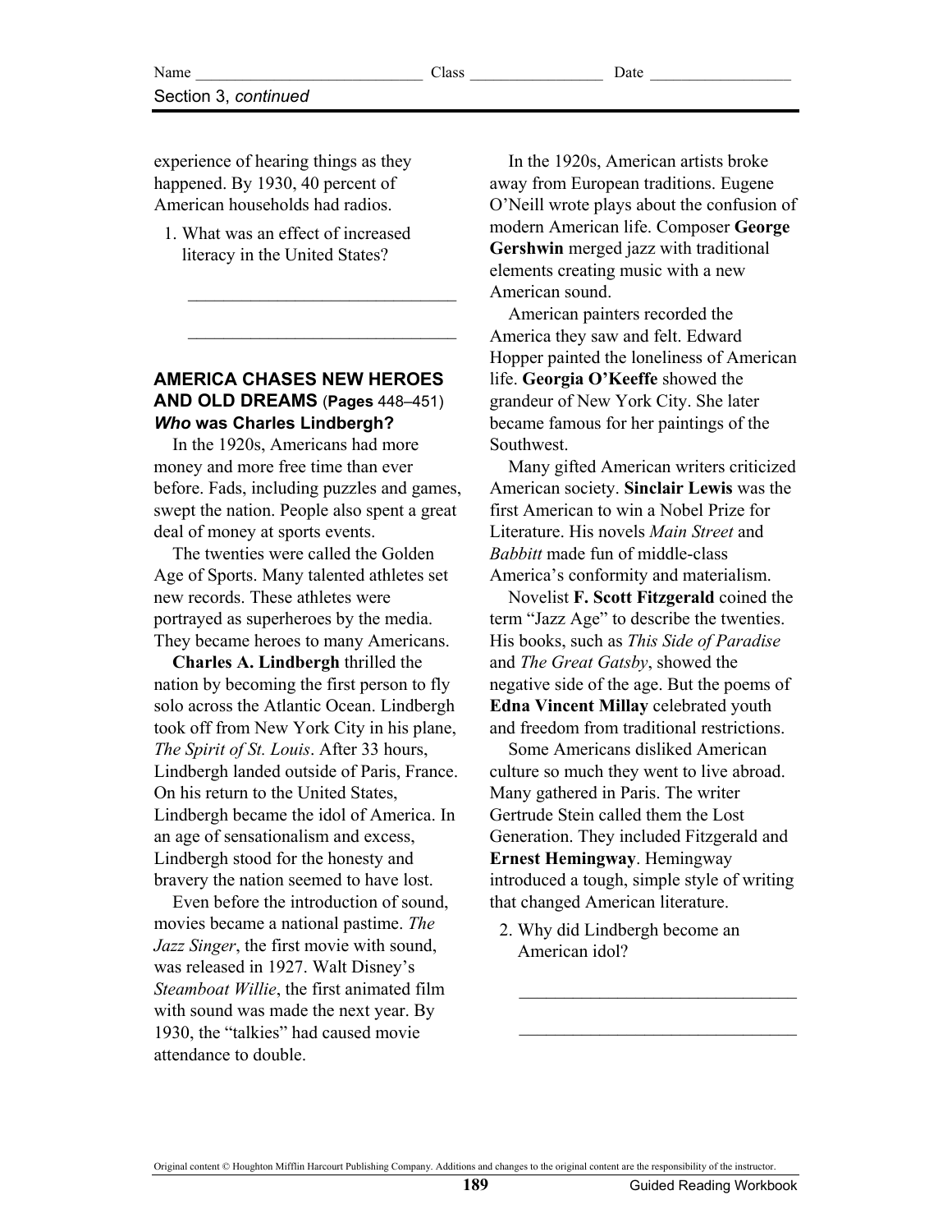experience of hearing things as they happened. By 1930, 40 percent of American households had radios.

1. What was an effect of increased literacy in the United States?

_______________________________

_______________________________

**AMERICA CHASES NEW HEROES AND OLD DREAMS** (**Pages** 448–451)
***Who* was Charles Lindbergh?**

In the 1920s, Americans had more money and more free time than ever before. Fads, including puzzles and games, swept the nation. People also spent a great deal of money at sports events.

The twenties were called the Golden Age of Sports. Many talented athletes set new records. These athletes were portrayed as superheroes by the media. They became heroes to many Americans.

**Charles A. Lindbergh** thrilled the nation by becoming the first person to fly solo across the Atlantic Ocean. Lindbergh took off from New York City in his plane, *The Spirit of St. Louis*. After 33 hours, Lindbergh landed outside of Paris, France. On his return to the United States, Lindbergh became the idol of America. In an age of sensationalism and excess, Lindbergh stood for the honesty and bravery the nation seemed to have lost.

Even before the introduction of sound, movies became a national pastime. *The Jazz Singer*, the first movie with sound, was released in 1927. Walt Disney's *Steamboat Willie*, the first animated film with sound was made the next year. By 1930, the "talkies" had caused movie attendance to double.

In the 1920s, American artists broke away from European traditions. Eugene O'Neill wrote plays about the confusion of modern American life. Composer **George Gershwin** merged jazz with traditional elements creating music with a new American sound.

American painters recorded the America they saw and felt. Edward Hopper painted the loneliness of American life. **Georgia O'Keeffe** showed the grandeur of New York City. She later became famous for her paintings of the Southwest.

Many gifted American writers criticized American society. **Sinclair Lewis** was the first American to win a Nobel Prize for Literature. His novels *Main Street* and *Babbitt* made fun of middle-class America's conformity and materialism.

Novelist **F. Scott Fitzgerald** coined the term "Jazz Age" to describe the twenties. His books, such as *This Side of Paradise* and *The Great Gatsby*, showed the negative side of the age. But the poems of **Edna Vincent Millay** celebrated youth and freedom from traditional restrictions.

Some Americans disliked American culture so much they went to live abroad. Many gathered in Paris. The writer Gertrude Stein called them the Lost Generation. They included Fitzgerald and **Ernest Hemingway**. Hemingway introduced a tough, simple style of writing that changed American literature.

2. Why did Lindbergh become an American idol?

_______________________________

_______________________________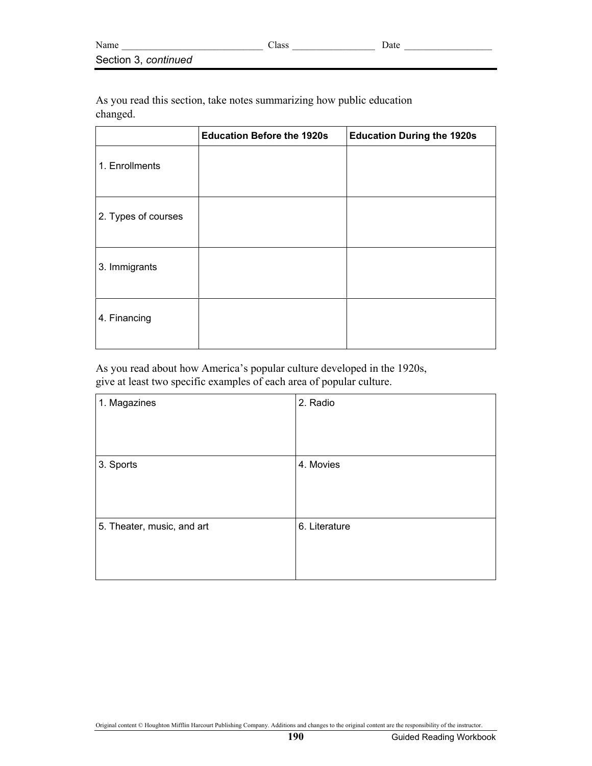Name ____________________________ Class ________________ Date _________________

Section 3, *continued*

As you read this section, take notes summarizing how public education changed.

| | Education Before the 1920s | Education During the 1920s |
|---|---|---|
| 1. Enrollments | | |
| 2. Types of courses | | |
| 3. Immigrants | | |
| 4. Financing | | |

As you read about how America's popular culture developed in the 1920s, give at least two specific examples of each area of popular culture.

| | |
|---|---|
| 1. Magazines | 2. Radio |
| 3. Sports | 4. Movies |
| 5. Theater, music, and art | 6. Literature |

Original content © Houghton Mifflin Harcourt Publishing Company. Additions and changes to the original content are the responsibility of the instructor.